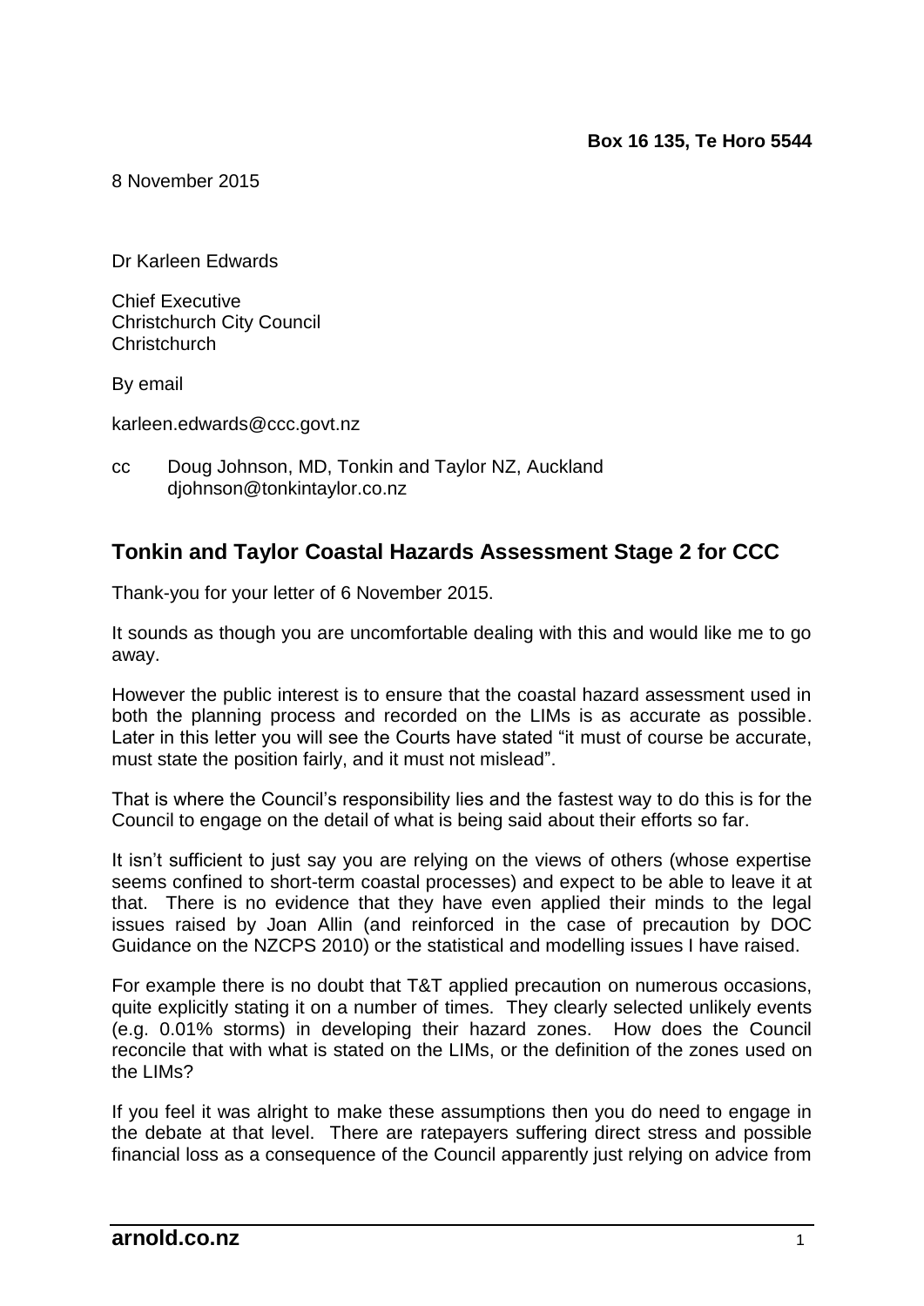**Box 16 135, Te Horo 5544**

8 November 2015

Dr Karleen Edwards

Chief Executive
Christchurch City Council
Christchurch

By email

karleen.edwards@ccc.govt.nz

cc Doug Johnson, MD, Tonkin and Taylor NZ, Auckland
djohnson@tonkintaylor.co.nz

## Tonkin and Taylor Coastal Hazards Assessment Stage 2 for CCC

Thank-you for your letter of 6 November 2015.

It sounds as though you are uncomfortable dealing with this and would like me to go away.

However the public interest is to ensure that the coastal hazard assessment used in both the planning process and recorded on the LIMs is as accurate as possible. Later in this letter you will see the Courts have stated "it must of course be accurate, must state the position fairly, and it must not mislead".

That is where the Council's responsibility lies and the fastest way to do this is for the Council to engage on the detail of what is being said about their efforts so far.

It isn't sufficient to just say you are relying on the views of others (whose expertise seems confined to short-term coastal processes) and expect to be able to leave it at that. There is no evidence that they have even applied their minds to the legal issues raised by Joan Allin (and reinforced in the case of precaution by DOC Guidance on the NZCPS 2010) or the statistical and modelling issues I have raised.

For example there is no doubt that T&T applied precaution on numerous occasions, quite explicitly stating it on a number of times. They clearly selected unlikely events (e.g. 0.01% storms) in developing their hazard zones. How does the Council reconcile that with what is stated on the LIMs, or the definition of the zones used on the LIMs?

If you feel it was alright to make these assumptions then you do need to engage in the debate at that level. There are ratepayers suffering direct stress and possible financial loss as a consequence of the Council apparently just relying on advice from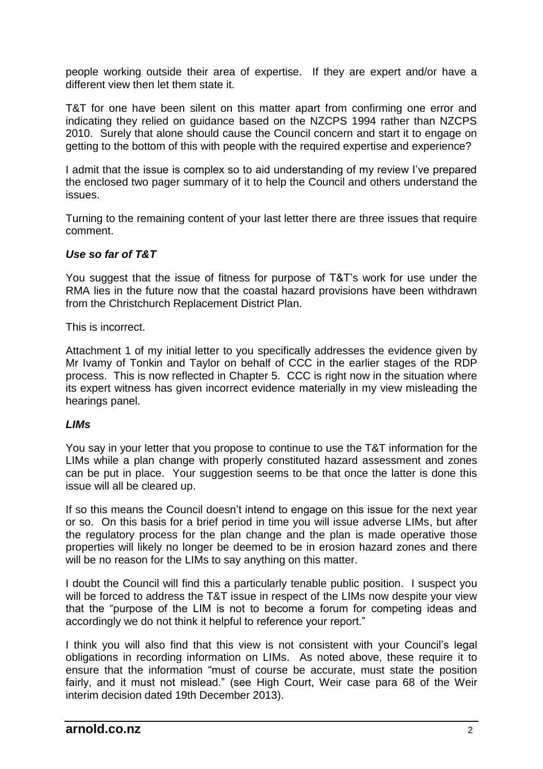people working outside their area of expertise. If they are expert and/or have a different view then let them state it.

T&T for one have been silent on this matter apart from confirming one error and indicating they relied on guidance based on the NZCPS 1994 rather than NZCPS 2010. Surely that alone should cause the Council concern and start it to engage on getting to the bottom of this with people with the required expertise and experience?

I admit that the issue is complex so to aid understanding of my review I've prepared the enclosed two pager summary of it to help the Council and others understand the issues.

Turning to the remaining content of your last letter there are three issues that require comment.

***Use so far of T&T***

You suggest that the issue of fitness for purpose of T&T's work for use under the RMA lies in the future now that the coastal hazard provisions have been withdrawn from the Christchurch Replacement District Plan.

This is incorrect.

Attachment 1 of my initial letter to you specifically addresses the evidence given by Mr Ivamy of Tonkin and Taylor on behalf of CCC in the earlier stages of the RDP process. This is now reflected in Chapter 5. CCC is right now in the situation where its expert witness has given incorrect evidence materially in my view misleading the hearings panel.

***LIMs***

You say in your letter that you propose to continue to use the T&T information for the LIMs while a plan change with properly constituted hazard assessment and zones can be put in place. Your suggestion seems to be that once the latter is done this issue will all be cleared up.

If so this means the Council doesn't intend to engage on this issue for the next year or so. On this basis for a brief period in time you will issue adverse LIMs, but after the regulatory process for the plan change and the plan is made operative those properties will likely no longer be deemed to be in erosion hazard zones and there will be no reason for the LIMs to say anything on this matter.

I doubt the Council will find this a particularly tenable public position. I suspect you will be forced to address the T&T issue in respect of the LIMs now despite your view that the "purpose of the LIM is not to become a forum for competing ideas and accordingly we do not think it helpful to reference your report."

I think you will also find that this view is not consistent with your Council's legal obligations in recording information on LIMs. As noted above, these require it to ensure that the information "must of course be accurate, must state the position fairly, and it must not mislead." (see High Court, Weir case para 68 of the Weir interim decision dated 19th December 2013).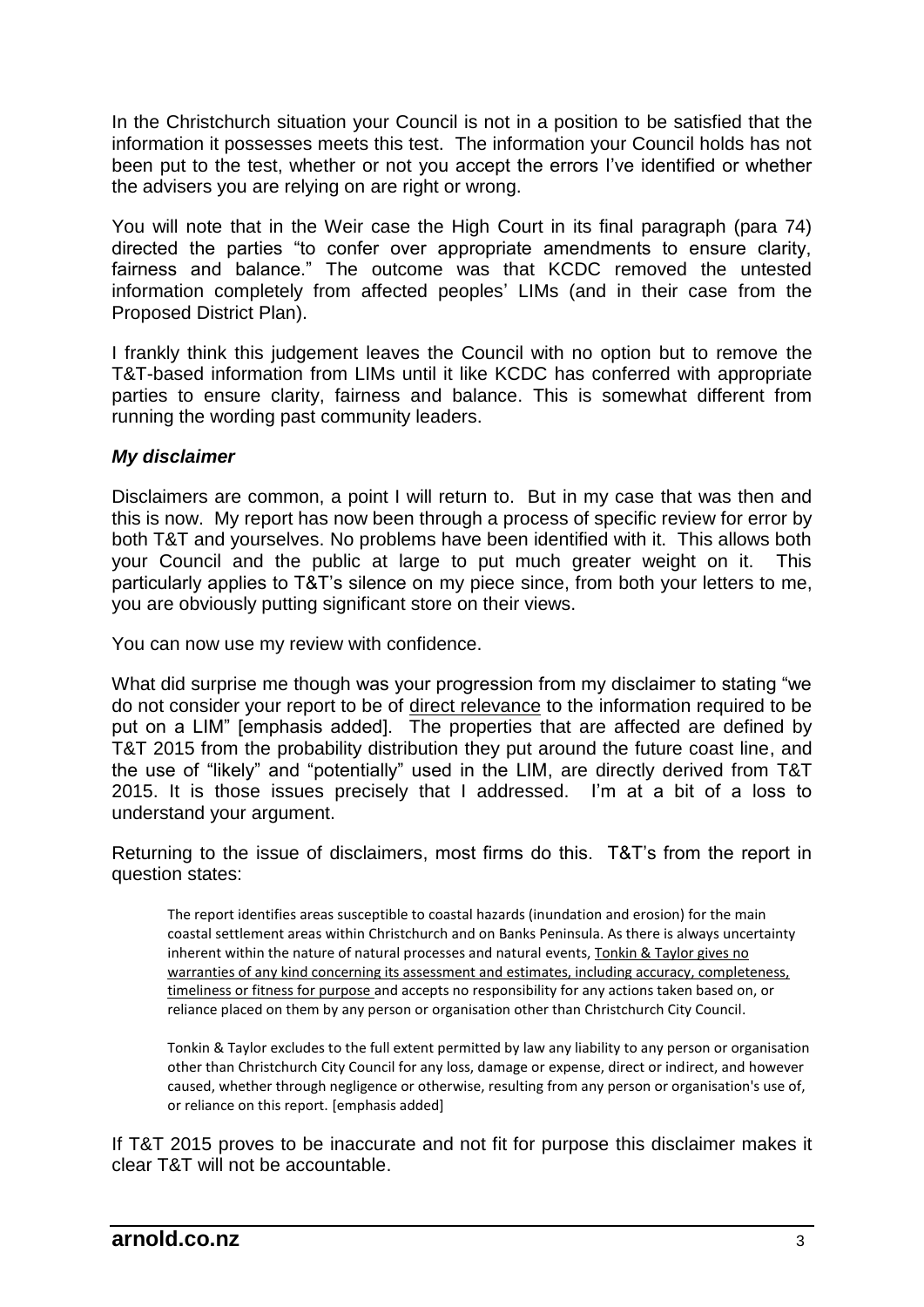In the Christchurch situation your Council is not in a position to be satisfied that the information it possesses meets this test. The information your Council holds has not been put to the test, whether or not you accept the errors I've identified or whether the advisers you are relying on are right or wrong.

You will note that in the Weir case the High Court in its final paragraph (para 74) directed the parties "to confer over appropriate amendments to ensure clarity, fairness and balance." The outcome was that KCDC removed the untested information completely from affected peoples' LIMs (and in their case from the Proposed District Plan).

I frankly think this judgement leaves the Council with no option but to remove the T&T-based information from LIMs until it like KCDC has conferred with appropriate parties to ensure clarity, fairness and balance. This is somewhat different from running the wording past community leaders.

### *My disclaimer*

Disclaimers are common, a point I will return to. But in my case that was then and this is now. My report has now been through a process of specific review for error by both T&T and yourselves. No problems have been identified with it. This allows both your Council and the public at large to put much greater weight on it. This particularly applies to T&T's silence on my piece since, from both your letters to me, you are obviously putting significant store on their views.

You can now use my review with confidence.

What did surprise me though was your progression from my disclaimer to stating "we do not consider your report to be of <u>direct relevance</u> to the information required to be put on a LIM" [emphasis added]. The properties that are affected are defined by T&T 2015 from the probability distribution they put around the future coast line, and the use of "likely" and "potentially" used in the LIM, are directly derived from T&T 2015. It is those issues precisely that I addressed. I'm at a bit of a loss to understand your argument.

Returning to the issue of disclaimers, most firms do this. T&T's from the report in question states:

> The report identifies areas susceptible to coastal hazards (inundation and erosion) for the main coastal settlement areas within Christchurch and on Banks Peninsula. As there is always uncertainty inherent within the nature of natural processes and natural events, <u>Tonkin & Taylor gives no warranties of any kind concerning its assessment and estimates, including accuracy, completeness, timeliness or fitness for purpose</u> and accepts no responsibility for any actions taken based on, or reliance placed on them by any person or organisation other than Christchurch City Council.
>
> Tonkin & Taylor excludes to the full extent permitted by law any liability to any person or organisation other than Christchurch City Council for any loss, damage or expense, direct or indirect, and however caused, whether through negligence or otherwise, resulting from any person or organisation's use of, or reliance on this report. [emphasis added]

If T&T 2015 proves to be inaccurate and not fit for purpose this disclaimer makes it clear T&T will not be accountable.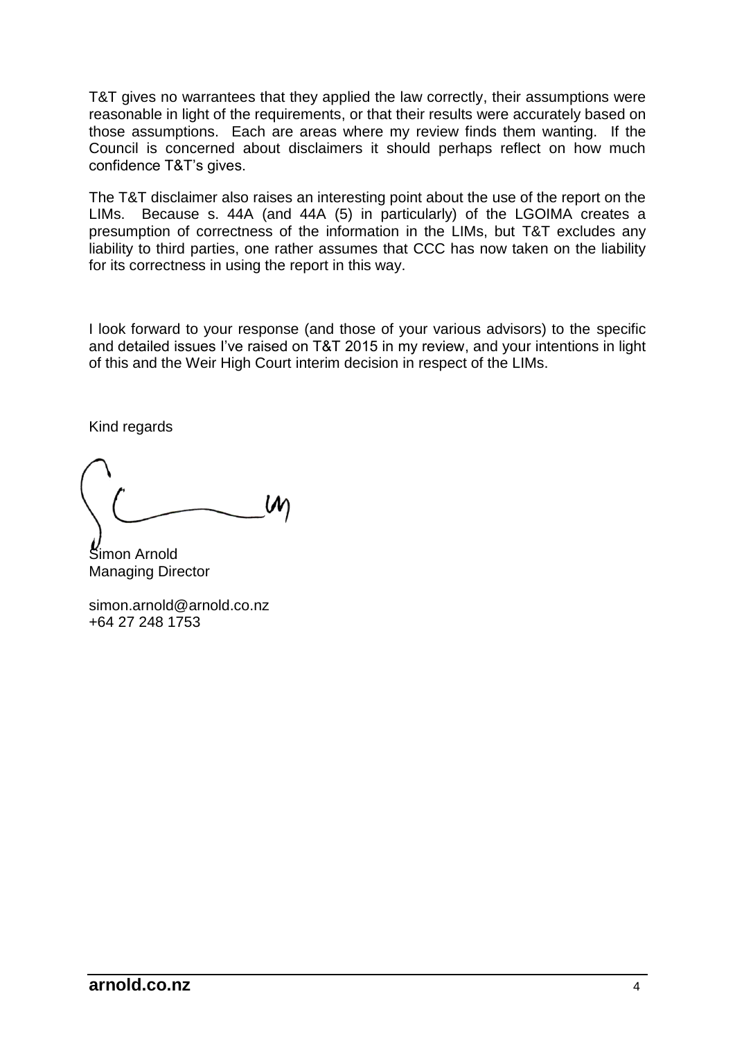T&T gives no warrantees that they applied the law correctly, their assumptions were reasonable in light of the requirements, or that their results were accurately based on those assumptions. Each are areas where my review finds them wanting. If the Council is concerned about disclaimers it should perhaps reflect on how much confidence T&T's gives.

The T&T disclaimer also raises an interesting point about the use of the report on the LIMs. Because s. 44A (and 44A (5) in particularly) of the LGOIMA creates a presumption of correctness of the information in the LIMs, but T&T excludes any liability to third parties, one rather assumes that CCC has now taken on the liability for its correctness in using the report in this way.

I look forward to your response (and those of your various advisors) to the specific and detailed issues I've raised on T&T 2015 in my review, and your intentions in light of this and the Weir High Court interim decision in respect of the LIMs.

Kind regards

Simon Arnold
Managing Director

simon.arnold@arnold.co.nz
+64 27 248 1753